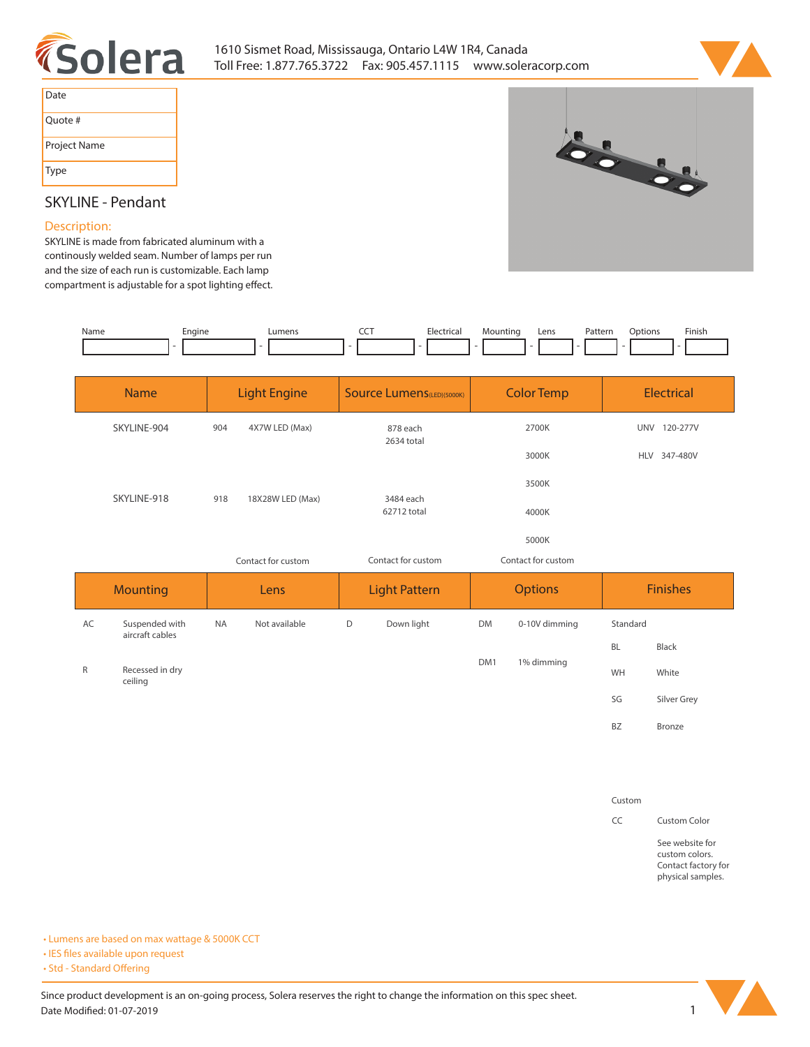Solera

1610 Sismet Road, Mississauga, Ontario L4W 1R4, Canada
Toll Free: 1.877.765.3722  Fax: 905.457.1115  www.soleracorp.com

| Date |
|---|
| Quote # |
| Project Name |
| Type |

## SKYLINE - Pendant

### Description:

SKYLINE is made from fabricated aluminum with a continously welded seam. Number of lamps per run and the size of each run is customizable. Each lamp compartment is adjustable for a spot lighting effect.

| Name | - | Engine | - | Lumens | - | CCT | - | Electrical | - | Mounting | - | Lens | - | Pattern | - | Options | - | Finish |
|---|---|---|---|---|---|---|---|---|---|---|---|---|---|---|---|---|---|---|
| | - | | - | | - | | - | | - | | - | | - | | - | | - | |

| Name | Light Engine | | Source Lumens(LED)(5000K) | Color Temp | Electrical | |
|---|---|---|---|---|---|---|
| SKYLINE-904 | 904 | 4X7W LED (Max) | 878 each<br>2634 total | 2700K | UNV | 120-277V |
| | | | | 3000K | HLV | 347-480V |
| | | | | 3500K | | |
| SKYLINE-918 | 918 | 18X28W LED (Max) | 3484 each<br>62712 total | 4000K | | |
| | | | | 5000K | | |
| | | Contact for custom | Contact for custom | Contact for custom | | |

| Mounting | | Lens | | Light Pattern | | Options | | Finishes | |
|---|---|---|---|---|---|---|---|---|---|
| AC | Suspended with aircraft cables | NA | Not available | D | Down light | DM | 0-10V dimming | Standard | |
| | | | | | | | | BL | Black |
| R | Recessed in dry ceiling | | | | | DM1 | 1% dimming | WH | White |
| | | | | | | | | SG | Silver Grey |
| | | | | | | | | BZ | Bronze |
| | | | | | | | | Custom | |
| | | | | | | | | CC | Custom Color |
| | | | | | | | | | See website for custom colors. Contact factory for physical samples. |

- Lumens are based on max wattage & 5000K CCT
- IES files available upon request
- Std - Standard Offering

Since product development is an on-going process, Solera reserves the right to change the information on this spec sheet.
Date Modified: 01-07-2019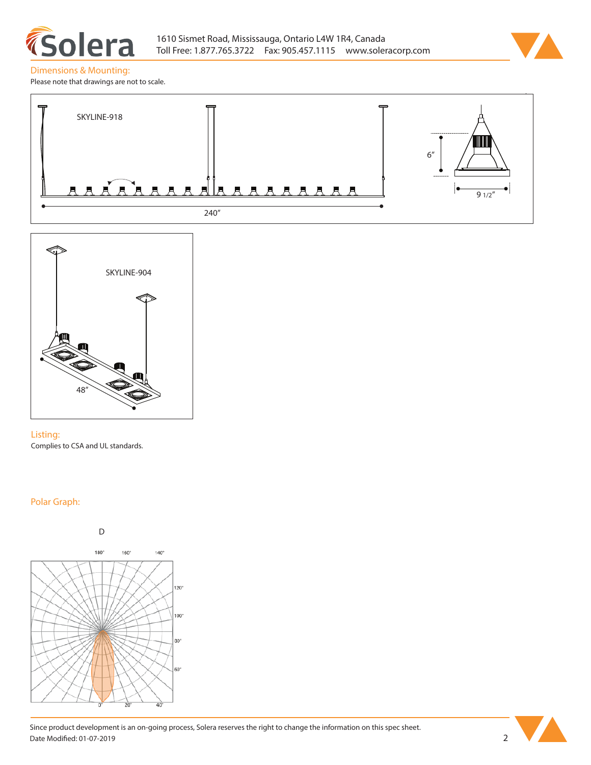1610 Sismet Road, Mississauga, Ontario L4W 1R4, Canada
Toll Free: 1.877.765.3722 Fax: 905.457.1115 www.soleracorp.com

## Dimensions & Mounting:

Please note that drawings are not to scale.

SKYLINE-918

240″

6″

9 1/2″

SKYLINE-904

48″

## Listing:

Complies to CSA and UL standards.

## Polar Graph:

D

180° 160° 140°

120°

100°

80°

60°

0° 20° 40°

Since product development is an on-going process, Solera reserves the right to change the information on this spec sheet.
Date Modified: 01-07-2019